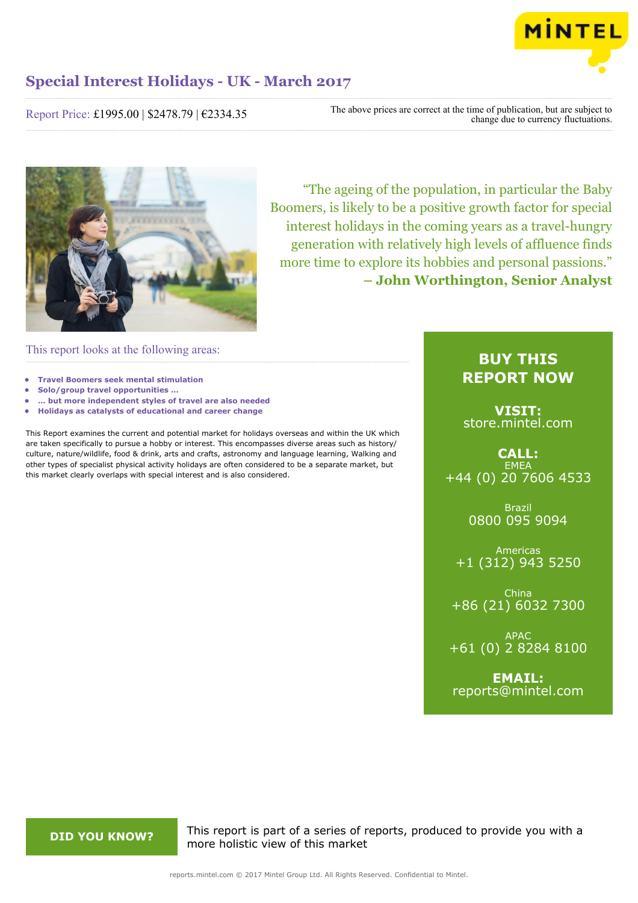# Special Interest Holidays - UK - March 2017

Report Price: £1995.00 | $2478.79 | €2334.35

The above prices are correct at the time of publication, but are subject to change due to currency fluctuations.

"The ageing of the population, in particular the Baby Boomers, is likely to be a positive growth factor for special interest holidays in the coming years as a travel-hungry generation with relatively high levels of affluence finds more time to explore its hobbies and personal passions."
**– John Worthington, Senior Analyst**

## This report looks at the following areas:

- **Travel Boomers seek mental stimulation**
- **Solo/group travel opportunities ...**
- **... but more independent styles of travel are also needed**
- **Holidays as catalysts of educational and career change**

This Report examines the current and potential market for holidays overseas and within the UK which are taken specifically to pursue a hobby or interest. This encompasses diverse areas such as history/culture, nature/wildlife, food & drink, arts and crafts, astronomy and language learning, Walking and other types of specialist physical activity holidays are often considered to be a separate market, but this market clearly overlaps with special interest and is also considered.

## BUY THIS REPORT NOW

**VISIT:**
store.mintel.com

**CALL:**
EMEA
+44 (0) 20 7606 4533

Brazil
0800 095 9094

Americas
+1 (312) 943 5250

China
+86 (21) 6032 7300

APAC
+61 (0) 2 8284 8100

**EMAIL:**
reports@mintel.com

**DID YOU KNOW?**

This report is part of a series of reports, produced to provide you with a more holistic view of this market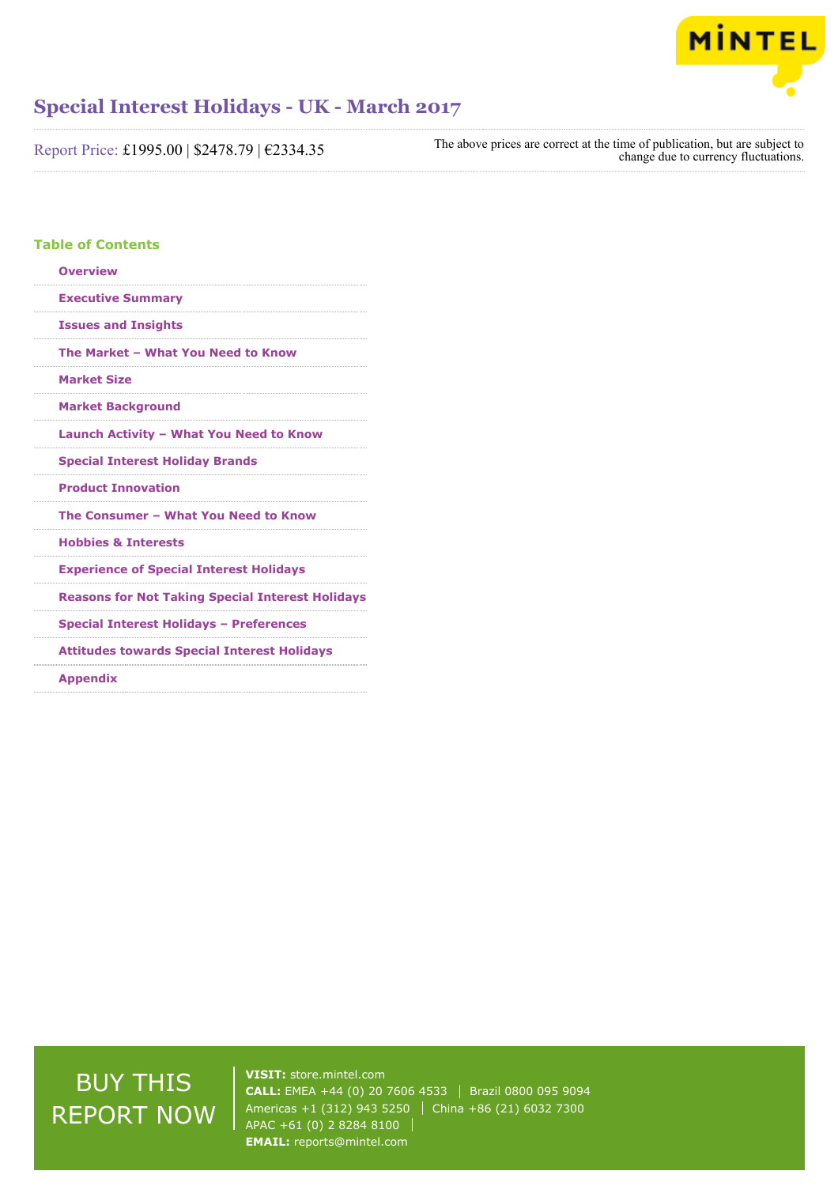# Special Interest Holidays - UK - March 2017

Report Price: £1995.00 | $2478.79 | €2334.35

The above prices are correct at the time of publication, but are subject to change due to currency fluctuations.

## Table of Contents

- Overview
- Executive Summary
- Issues and Insights
- The Market – What You Need to Know
- Market Size
- Market Background
- Launch Activity – What You Need to Know
- Special Interest Holiday Brands
- Product Innovation
- The Consumer – What You Need to Know
- Hobbies & Interests
- Experience of Special Interest Holidays
- Reasons for Not Taking Special Interest Holidays
- Special Interest Holidays – Preferences
- Attitudes towards Special Interest Holidays
- Appendix

BUY THIS REPORT NOW

**VISIT:** store.mintel.com

**CALL:** EMEA +44 (0) 20 7606 4533 | Brazil 0800 095 9094

Americas +1 (312) 943 5250 | China +86 (21) 6032 7300

APAC +61 (0) 2 8284 8100

**EMAIL:** reports@mintel.com